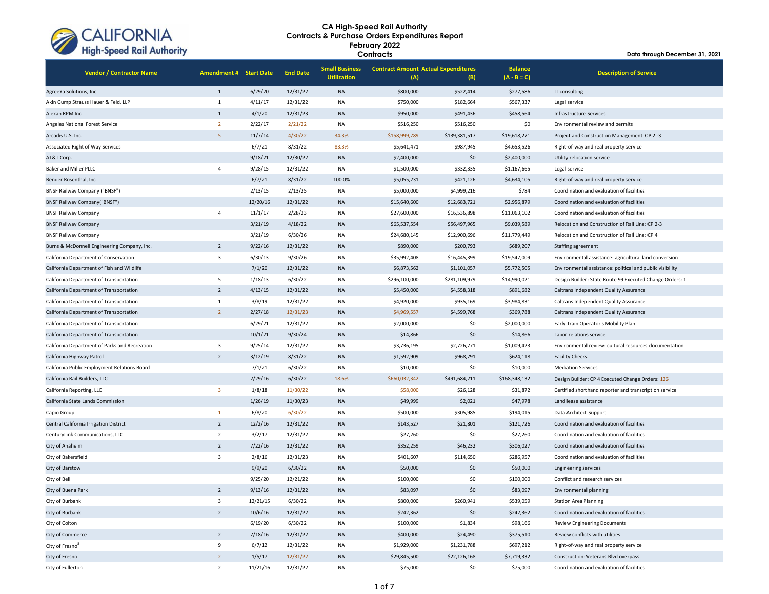# CA High-Speed Rail Authority
## Contracts & Purchase Orders Expenditures Report
## February 2022
## Contracts

**Data through December 31, 2021**

| Vendor / Contractor Name | Amendment # | Start Date | End Date | Small Business Utilization | Contract Amount (A) | Actual Expenditures (B) | Balance (A - B = C) | Description of Service |
|---|---|---|---|---|---|---|---|---|
| AgreeYa Solutions, Inc | 1 | 6/29/20 | 12/31/22 | NA | $800,000 | $522,414 | $277,586 | IT consulting |
| Akin Gump Strauss Hauer & Feld, LLP | 1 | 4/11/17 | 12/31/22 | NA | $750,000 | $182,664 | $567,337 | Legal service |
| Alexan RPM Inc | 1 | 4/1/20 | 12/31/23 | NA | $950,000 | $491,436 | $458,564 | Infrastructure Services |
| Angeles National Forest Service | 2 | 2/22/17 | 2/21/22 | NA | $516,250 | $516,250 | $0 | Environmental review and permits |
| Arcadis U.S. Inc. | 5 | 11/7/14 | 4/30/22 | 34.3% | $158,999,789 | $139,381,517 | $19,618,271 | Project and Construction Management: CP 2 -3 |
| Associated Right of Way Services | | 6/7/21 | 8/31/22 | 83.3% | $5,641,471 | $987,945 | $4,653,526 | Right-of-way and real property service |
| AT&T Corp. | | 9/18/21 | 12/30/22 | NA | $2,400,000 | $0 | $2,400,000 | Utility relocation service |
| Baker and Miller PLLC | 4 | 9/28/15 | 12/31/22 | NA | $1,500,000 | $332,335 | $1,167,665 | Legal service |
| Bender Rosenthal, Inc | | 6/7/21 | 8/31/22 | 100.0% | $5,055,231 | $421,126 | $4,634,105 | Right-of-way and real property service |
| BNSF Railway Company ("BNSF") | | 2/13/15 | 2/13/25 | NA | $5,000,000 | $4,999,216 | $784 | Coordination and evaluation of facilities |
| BNSF Railway Company("BNSF") | | 12/20/16 | 12/31/22 | NA | $15,640,600 | $12,683,721 | $2,956,879 | Coordination and evaluation of facilities |
| BNSF Railway Company | 4 | 11/1/17 | 2/28/23 | NA | $27,600,000 | $16,536,898 | $11,063,102 | Coordination and evaluation of facilities |
| BNSF Railway Company | | 3/21/19 | 4/18/22 | NA | $65,537,554 | $56,497,965 | $9,039,589 | Relocation and Construction of Rail Line: CP 2-3 |
| BNSF Railway Company | | 3/21/19 | 6/30/26 | NA | $24,680,145 | $12,900,696 | $11,779,449 | Relocation and Construction of Rail Line: CP 4 |
| Burns & McDonnell Engineering Company, Inc. | 2 | 9/22/16 | 12/31/22 | NA | $890,000 | $200,793 | $689,207 | Staffing agreement |
| California Department of Conservation | 3 | 6/30/13 | 9/30/26 | NA | $35,992,408 | $16,445,399 | $19,547,009 | Environmental assistance: agricultural land conversion |
| California Department of Fish and Wildlife | | 7/1/20 | 12/31/22 | NA | $6,873,562 | $1,101,057 | $5,772,505 | Environmental assistance: political and public visibility |
| California Department of Transportation | 5 | 1/18/13 | 6/30/22 | NA | $296,100,000 | $281,109,979 | $14,990,021 | Design Builder: State Route 99 Executed Change Orders: 1 |
| California Department of Transportation | 2 | 4/13/15 | 12/31/22 | NA | $5,450,000 | $4,558,318 | $891,682 | Caltrans Independent Quality Assurance |
| California Department of Transportation | 1 | 3/8/19 | 12/31/22 | NA | $4,920,000 | $935,169 | $3,984,831 | Caltrans Independent Quality Assurance |
| California Department of Transportation | 2 | 2/27/18 | 12/31/23 | NA | $4,969,557 | $4,599,768 | $369,788 | Caltrans Independent Quality Assurance |
| California Department of Transportation | | 6/29/21 | 12/31/22 | NA | $2,000,000 | $0 | $2,000,000 | Early Train Operator's Mobility Plan |
| California Department of Transportation | | 10/1/21 | 9/30/24 | NA | $14,866 | $0 | $14,866 | Labor relations service |
| California Department of Parks and Recreation | 3 | 9/25/14 | 12/31/22 | NA | $3,736,195 | $2,726,771 | $1,009,423 | Environmental review: cultural resources documentation |
| California Highway Patrol | 2 | 3/12/19 | 8/31/22 | NA | $1,592,909 | $968,791 | $624,118 | Facility Checks |
| California Public Employment Relations Board | | 7/1/21 | 6/30/22 | NA | $10,000 | $0 | $10,000 | Mediation Services |
| California Rail Builders, LLC | | 2/29/16 | 6/30/22 | 18.6% | $660,032,342 | $491,684,211 | $168,348,132 | Design Builder: CP 4 Executed Change Orders: 126 |
| California Reporting, LLC | 3 | 1/8/18 | 11/30/22 | NA | $58,000 | $26,128 | $31,872 | Certified shorthand reporter and transcription service |
| California State Lands Commission | | 1/26/19 | 11/30/23 | NA | $49,999 | $2,021 | $47,978 | Land lease assistance |
| Capio Group | 1 | 6/8/20 | 6/30/22 | NA | $500,000 | $305,985 | $194,015 | Data Architect Support |
| Central California Irrigation District | 2 | 12/2/16 | 12/31/22 | NA | $143,527 | $21,801 | $121,726 | Coordination and evaluation of facilities |
| CenturyLink Communications, LLC | 2 | 3/2/17 | 12/31/22 | NA | $27,260 | $0 | $27,260 | Coordination and evaluation of facilities |
| City of Anaheim | 2 | 7/22/16 | 12/31/22 | NA | $352,259 | $46,232 | $306,027 | Coordination and evaluation of facilities |
| City of Bakersfield | 3 | 2/8/16 | 12/31/23 | NA | $401,607 | $114,650 | $286,957 | Coordination and evaluation of facilities |
| City of Barstow | | 9/9/20 | 6/30/22 | NA | $50,000 | $0 | $50,000 | Engineering services |
| City of Bell | | 9/25/20 | 12/21/22 | NA | $100,000 | $0 | $100,000 | Conflict and research services |
| City of Buena Park | 2 | 9/13/16 | 12/31/22 | NA | $83,097 | $0 | $83,097 | Environmental planning |
| City of Burbank | 3 | 12/21/15 | 6/30/22 | NA | $800,000 | $260,941 | $539,059 | Station Area Planning |
| City of Burbank | 2 | 10/6/16 | 12/31/22 | NA | $242,362 | $0 | $242,362 | Coordination and evaluation of facilities |
| City of Colton | | 6/19/20 | 6/30/22 | NA | $100,000 | $1,834 | $98,166 | Review Engineering Documents |
| City of Commerce | 2 | 7/18/16 | 12/31/22 | NA | $400,000 | $24,490 | $375,510 | Review conflicts with utilities |
| City of Fresno[a] | 9 | 6/7/12 | 12/31/22 | NA | $1,929,000 | $1,231,788 | $697,212 | Right-of-way and real property service |
| City of Fresno | 2 | 1/5/17 | 12/31/22 | NA | $29,845,500 | $22,126,168 | $7,719,332 | Construction: Veterans Blvd overpass |
| City of Fullerton | 2 | 11/21/16 | 12/31/22 | NA | $75,000 | $0 | $75,000 | Coordination and evaluation of facilities |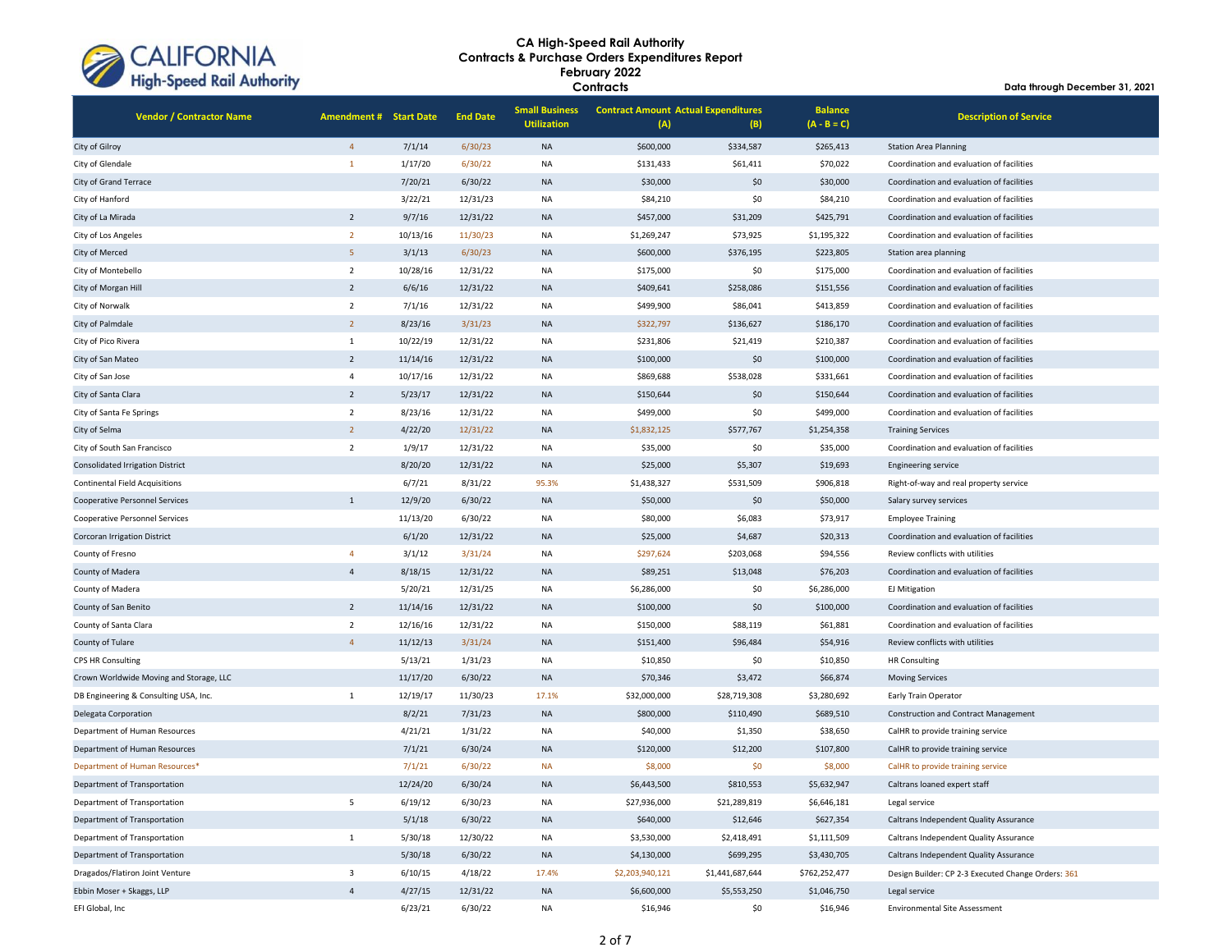**CA High-Speed Rail Authority**
**Contracts & Purchase Orders Expenditures Report**
**February 2022**
**Contracts**

**Data through December 31, 2021**

| Vendor / Contractor Name | Amendment # | Start Date | End Date | Small Business Utilization | Contract Amount (A) | Actual Expenditures (B) | Balance (A - B = C) | Description of Service |
|---|---|---|---|---|---|---|---|---|
| City of Gilroy | 4 | 7/1/14 | 6/30/23 | NA | $600,000 | $334,587 | $265,413 | Station Area Planning |
| City of Glendale | 1 | 1/17/20 | 6/30/22 | NA | $131,433 | $61,411 | $70,022 | Coordination and evaluation of facilities |
| City of Grand Terrace | | 7/20/21 | 6/30/22 | NA | $30,000 | $0 | $30,000 | Coordination and evaluation of facilities |
| City of Hanford | | 3/22/21 | 12/31/23 | NA | $84,210 | $0 | $84,210 | Coordination and evaluation of facilities |
| City of La Mirada | 2 | 9/7/16 | 12/31/22 | NA | $457,000 | $31,209 | $425,791 | Coordination and evaluation of facilities |
| City of Los Angeles | 2 | 10/13/16 | 11/30/23 | NA | $1,269,247 | $73,925 | $1,195,322 | Coordination and evaluation of facilities |
| City of Merced | 5 | 3/1/13 | 6/30/23 | NA | $600,000 | $376,195 | $223,805 | Station area planning |
| City of Montebello | 2 | 10/28/16 | 12/31/22 | NA | $175,000 | $0 | $175,000 | Coordination and evaluation of facilities |
| City of Morgan Hill | 2 | 6/6/16 | 12/31/22 | NA | $409,641 | $258,086 | $151,556 | Coordination and evaluation of facilities |
| City of Norwalk | 2 | 7/1/16 | 12/31/22 | NA | $499,900 | $86,041 | $413,859 | Coordination and evaluation of facilities |
| City of Palmdale | 2 | 8/23/16 | 3/31/23 | NA | $322,797 | $136,627 | $186,170 | Coordination and evaluation of facilities |
| City of Pico Rivera | 1 | 10/22/19 | 12/31/22 | NA | $231,806 | $21,419 | $210,387 | Coordination and evaluation of facilities |
| City of San Mateo | 2 | 11/14/16 | 12/31/22 | NA | $100,000 | $0 | $100,000 | Coordination and evaluation of facilities |
| City of San Jose | 4 | 10/17/16 | 12/31/22 | NA | $869,688 | $538,028 | $331,661 | Coordination and evaluation of facilities |
| City of Santa Clara | 2 | 5/23/17 | 12/31/22 | NA | $150,644 | $0 | $150,644 | Coordination and evaluation of facilities |
| City of Santa Fe Springs | 2 | 8/23/16 | 12/31/22 | NA | $499,000 | $0 | $499,000 | Coordination and evaluation of facilities |
| City of Selma | 2 | 4/22/20 | 12/31/22 | NA | $1,832,125 | $577,767 | $1,254,358 | Training Services |
| City of South San Francisco | 2 | 1/9/17 | 12/31/22 | NA | $35,000 | $0 | $35,000 | Coordination and evaluation of facilities |
| Consolidated Irrigation District | | 8/20/20 | 12/31/22 | NA | $25,000 | $5,307 | $19,693 | Engineering service |
| Continental Field Acquisitions | | 6/7/21 | 8/31/22 | 95.3% | $1,438,327 | $531,509 | $906,818 | Right-of-way and real property service |
| Cooperative Personnel Services | 1 | 12/9/20 | 6/30/22 | NA | $50,000 | $0 | $50,000 | Salary survey services |
| Cooperative Personnel Services | | 11/13/20 | 6/30/22 | NA | $80,000 | $6,083 | $73,917 | Employee Training |
| Corcoran Irrigation District | | 6/1/20 | 12/31/22 | NA | $25,000 | $4,687 | $20,313 | Coordination and evaluation of facilities |
| County of Fresno | 4 | 3/1/12 | 3/31/24 | NA | $297,624 | $203,068 | $94,556 | Review conflicts with utilities |
| County of Madera | 4 | 8/18/15 | 12/31/22 | NA | $89,251 | $13,048 | $76,203 | Coordination and evaluation of facilities |
| County of Madera | | 5/20/21 | 12/31/25 | NA | $6,286,000 | $0 | $6,286,000 | EJ Mitigation |
| County of San Benito | 2 | 11/14/16 | 12/31/22 | NA | $100,000 | $0 | $100,000 | Coordination and evaluation of facilities |
| County of Santa Clara | 2 | 12/16/16 | 12/31/22 | NA | $150,000 | $88,119 | $61,881 | Coordination and evaluation of facilities |
| County of Tulare | 4 | 11/12/13 | 3/31/24 | NA | $151,400 | $96,484 | $54,916 | Review conflicts with utilities |
| CPS HR Consulting | | 5/13/21 | 1/31/23 | NA | $10,850 | $0 | $10,850 | HR Consulting |
| Crown Worldwide Moving and Storage, LLC | | 11/17/20 | 6/30/22 | NA | $70,346 | $3,472 | $66,874 | Moving Services |
| DB Engineering & Consulting USA, Inc. | 1 | 12/19/17 | 11/30/23 | 17.1% | $32,000,000 | $28,719,308 | $3,280,692 | Early Train Operator |
| Delegata Corporation | | 8/2/21 | 7/31/23 | NA | $800,000 | $110,490 | $689,510 | Construction and Contract Management |
| Department of Human Resources | | 4/21/21 | 1/31/22 | NA | $40,000 | $1,350 | $38,650 | CalHR to provide training service |
| Department of Human Resources | | 7/1/21 | 6/30/24 | NA | $120,000 | $12,200 | $107,800 | CalHR to provide training service |
| Department of Human Resources* | | 7/1/21 | 6/30/22 | NA | $8,000 | $0 | $8,000 | CalHR to provide training service |
| Department of Transportation | | 12/24/20 | 6/30/24 | NA | $6,443,500 | $810,553 | $5,632,947 | Caltrans loaned expert staff |
| Department of Transportation | 5 | 6/19/12 | 6/30/23 | NA | $27,936,000 | $21,289,819 | $6,646,181 | Legal service |
| Department of Transportation | | 5/1/18 | 6/30/22 | NA | $640,000 | $12,646 | $627,354 | Caltrans Independent Quality Assurance |
| Department of Transportation | 1 | 5/30/18 | 12/30/22 | NA | $3,530,000 | $2,418,491 | $1,111,509 | Caltrans Independent Quality Assurance |
| Department of Transportation | | 5/30/18 | 6/30/22 | NA | $4,130,000 | $699,295 | $3,430,705 | Caltrans Independent Quality Assurance |
| Dragados/Flatiron Joint Venture | 3 | 6/10/15 | 4/18/22 | 17.4% | $2,203,940,121 | $1,441,687,644 | $762,252,477 | Design Builder: CP 2-3 Executed Change Orders: 361 |
| Ebbin Moser + Skaggs, LLP | 4 | 4/27/15 | 12/31/22 | NA | $6,600,000 | $5,553,250 | $1,046,750 | Legal service |
| EFI Global, Inc | | 6/23/21 | 6/30/22 | NA | $16,946 | $0 | $16,946 | Environmental Site Assessment |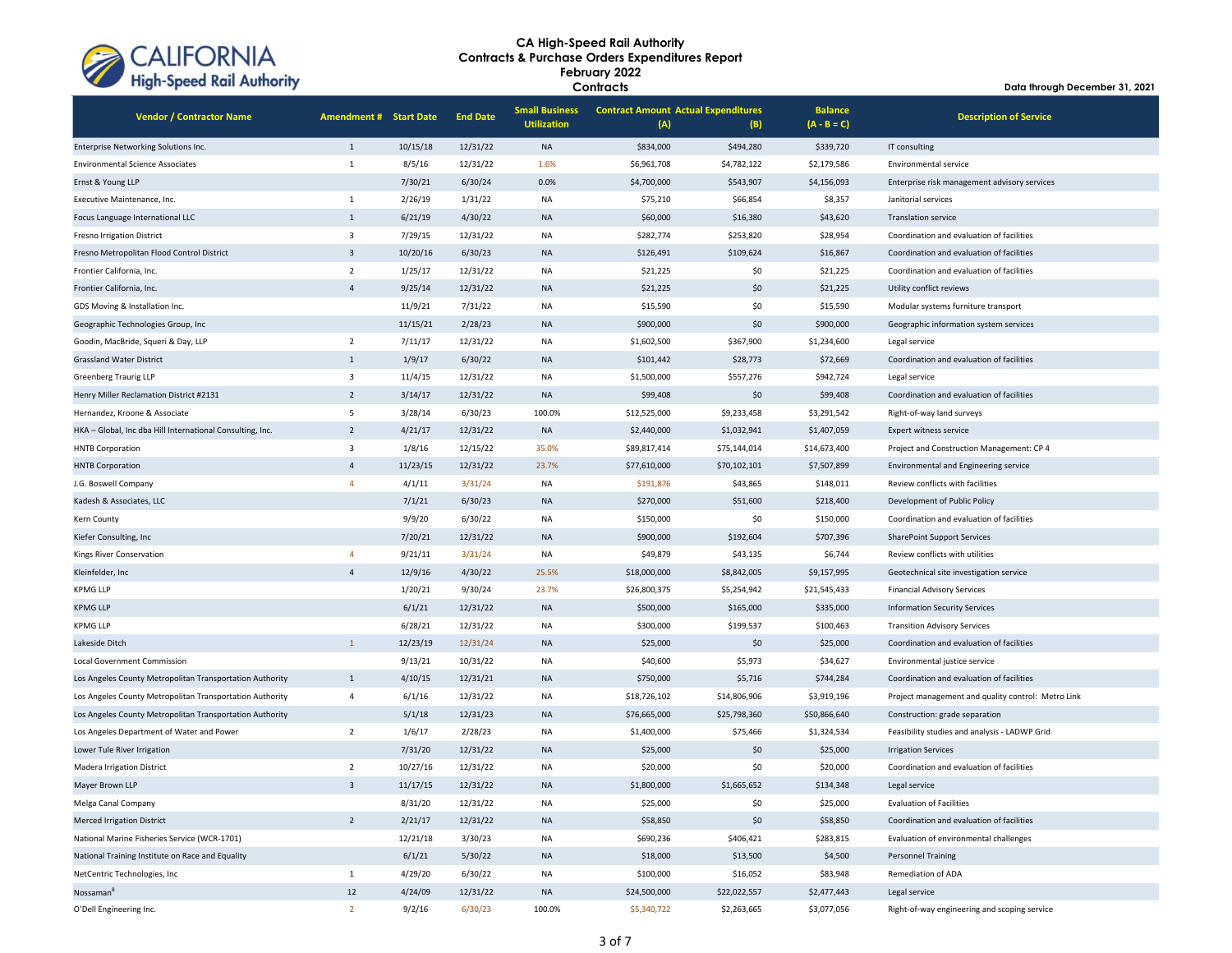# CA High-Speed Rail Authority
## Contracts & Purchase Orders Expenditures Report
## February 2022
## Contracts

Data through December 31, 2021

| Vendor / Contractor Name | Amendment # | Start Date | End Date | Small Business Utilization | Contract Amount (A) | Actual Expenditures (B) | Balance (A - B = C) | Description of Service |
|---|---|---|---|---|---|---|---|---|
| Enterprise Networking Solutions Inc. | 1 | 10/15/18 | 12/31/22 | NA | $834,000 | $494,280 | $339,720 | IT consulting |
| Environmental Science Associates | 1 | 8/5/16 | 12/31/22 | 1.6% | $6,961,708 | $4,782,122 | $2,179,586 | Environmental service |
| Ernst & Young LLP | | 7/30/21 | 6/30/24 | 0.0% | $4,700,000 | $543,907 | $4,156,093 | Enterprise risk management advisory services |
| Executive Maintenance, Inc. | 1 | 2/26/19 | 1/31/22 | NA | $75,210 | $66,854 | $8,357 | Janitorial services |
| Focus Language International LLC | 1 | 6/21/19 | 4/30/22 | NA | $60,000 | $16,380 | $43,620 | Translation service |
| Fresno Irrigation District | 3 | 7/29/15 | 12/31/22 | NA | $282,774 | $253,820 | $28,954 | Coordination and evaluation of facilities |
| Fresno Metropolitan Flood Control District | 3 | 10/20/16 | 6/30/23 | NA | $126,491 | $109,624 | $16,867 | Coordination and evaluation of facilities |
| Frontier California, Inc. | 2 | 1/25/17 | 12/31/22 | NA | $21,225 | $0 | $21,225 | Coordination and evaluation of facilities |
| Frontier California, Inc. | 4 | 9/25/14 | 12/31/22 | NA | $21,225 | $0 | $21,225 | Utility conflict reviews |
| GDS Moving & Installation Inc. | | 11/9/21 | 7/31/22 | NA | $15,590 | $0 | $15,590 | Modular systems furniture transport |
| Geographic Technologies Group, Inc | | 11/15/21 | 2/28/23 | NA | $900,000 | $0 | $900,000 | Geographic information system services |
| Goodin, MacBride, Squeri & Day, LLP | 2 | 7/11/17 | 12/31/22 | NA | $1,602,500 | $367,900 | $1,234,600 | Legal service |
| Grassland Water District | 1 | 1/9/17 | 6/30/22 | NA | $101,442 | $28,773 | $72,669 | Coordination and evaluation of facilities |
| Greenberg Traurig LLP | 3 | 11/4/15 | 12/31/22 | NA | $1,500,000 | $557,276 | $942,724 | Legal service |
| Henry Miller Reclamation District #2131 | 2 | 3/14/17 | 12/31/22 | NA | $99,408 | $0 | $99,408 | Coordination and evaluation of facilities |
| Hernandez, Kroone & Associate | 5 | 3/28/14 | 6/30/23 | 100.0% | $12,525,000 | $9,233,458 | $3,291,542 | Right-of-way land surveys |
| HKA – Global, Inc dba Hill International Consulting, Inc. | 2 | 4/21/17 | 12/31/22 | NA | $2,440,000 | $1,032,941 | $1,407,059 | Expert witness service |
| HNTB Corporation | 3 | 1/8/16 | 12/15/22 | 35.0% | $89,817,414 | $75,144,014 | $14,673,400 | Project and Construction Management: CP 4 |
| HNTB Corporation | 4 | 11/23/15 | 12/31/22 | 23.7% | $77,610,000 | $70,102,101 | $7,507,899 | Environmental and Engineering service |
| J.G. Boswell Company | 4 | 4/1/11 | 3/31/24 | NA | $191,876 | $43,865 | $148,011 | Review conflicts with facilities |
| Kadesh & Associates, LLC | | 7/1/21 | 6/30/23 | NA | $270,000 | $51,600 | $218,400 | Development of Public Policy |
| Kern County | | 9/9/20 | 6/30/22 | NA | $150,000 | $0 | $150,000 | Coordination and evaluation of facilities |
| Kiefer Consulting, Inc | | 7/20/21 | 12/31/22 | NA | $900,000 | $192,604 | $707,396 | SharePoint Support Services |
| Kings River Conservation | 4 | 9/21/11 | 3/31/24 | NA | $49,879 | $43,135 | $6,744 | Review conflicts with utilities |
| Kleinfelder, Inc | 4 | 12/9/16 | 4/30/22 | 25.5% | $18,000,000 | $8,842,005 | $9,157,995 | Geotechnical site investigation service |
| KPMG LLP | | 1/20/21 | 9/30/24 | 23.7% | $26,800,375 | $5,254,942 | $21,545,433 | Financial Advisory Services |
| KPMG LLP | | 6/1/21 | 12/31/22 | NA | $500,000 | $165,000 | $335,000 | Information Security Services |
| KPMG LLP | | 6/28/21 | 12/31/22 | NA | $300,000 | $199,537 | $100,463 | Transition Advisory Services |
| Lakeside Ditch | 1 | 12/23/19 | 12/31/24 | NA | $25,000 | $0 | $25,000 | Coordination and evaluation of facilities |
| Local Government Commission | | 9/13/21 | 10/31/22 | NA | $40,600 | $5,973 | $34,627 | Environmental justice service |
| Los Angeles County Metropolitan Transportation Authority | 1 | 4/10/15 | 12/31/21 | NA | $750,000 | $5,716 | $744,284 | Coordination and evaluation of facilities |
| Los Angeles County Metropolitan Transportation Authority | 4 | 6/1/16 | 12/31/22 | NA | $18,726,102 | $14,806,906 | $3,919,196 | Project management and quality control: Metro Link |
| Los Angeles County Metropolitan Transportation Authority | | 5/1/18 | 12/31/23 | NA | $76,665,000 | $25,798,360 | $50,866,640 | Construction: grade separation |
| Los Angeles Department of Water and Power | 2 | 1/6/17 | 2/28/23 | NA | $1,400,000 | $75,466 | $1,324,534 | Feasibility studies and analysis - LADWP Grid |
| Lower Tule River Irrigation | | 7/31/20 | 12/31/22 | NA | $25,000 | $0 | $25,000 | Irrigation Services |
| Madera Irrigation District | 2 | 10/27/16 | 12/31/22 | NA | $20,000 | $0 | $20,000 | Coordination and evaluation of facilities |
| Mayer Brown LLP | 3 | 11/17/15 | 12/31/22 | NA | $1,800,000 | $1,665,652 | $134,348 | Legal service |
| Melga Canal Company | | 8/31/20 | 12/31/22 | NA | $25,000 | $0 | $25,000 | Evaluation of Facilities |
| Merced Irrigation District | 2 | 2/21/17 | 12/31/22 | NA | $58,850 | $0 | $58,850 | Coordination and evaluation of facilities |
| National Marine Fisheries Service (WCR-1701) | | 12/21/18 | 3/30/23 | NA | $690,236 | $406,421 | $283,815 | Evaluation of environmental challenges |
| National Training Institute on Race and Equality | | 6/1/21 | 5/30/22 | NA | $18,000 | $13,500 | $4,500 | Personnel Training |
| NetCentric Technologies, Inc | 1 | 4/29/20 | 6/30/22 | NA | $100,000 | $16,052 | $83,948 | Remediation of ADA |
| Nossaman[8] | 12 | 4/24/09 | 12/31/22 | NA | $24,500,000 | $22,022,557 | $2,477,443 | Legal service |
| O'Dell Engineering Inc. | 2 | 9/2/16 | 6/30/23 | 100.0% | $5,340,722 | $2,263,665 | $3,077,056 | Right-of-way engineering and scoping service |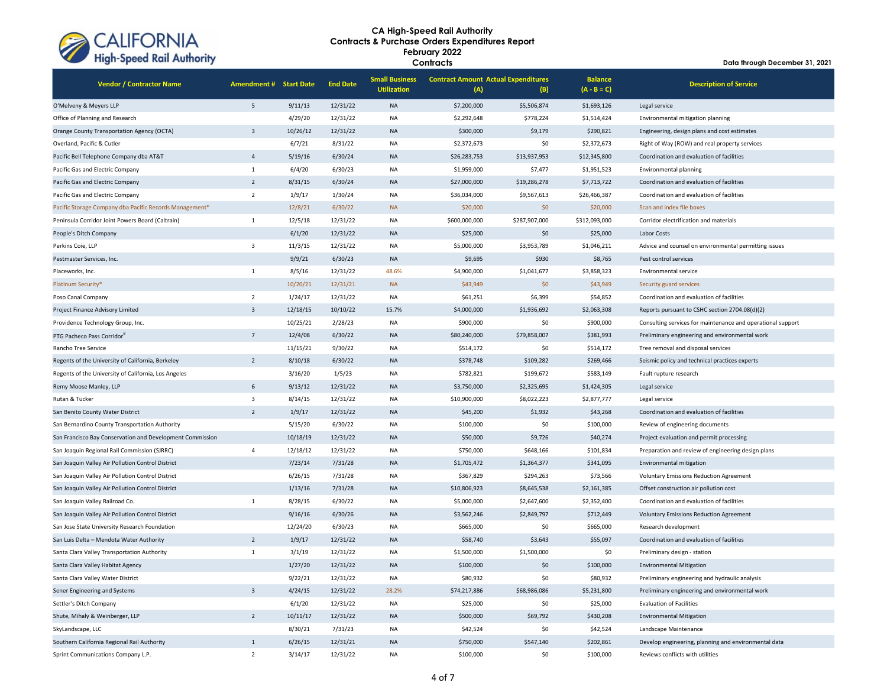# CA High-Speed Rail Authority
## Contracts & Purchase Orders Expenditures Report
## February 2022
## Contracts

Data through December 31, 2021

| Vendor / Contractor Name | Amendment # | Start Date | End Date | Small Business Utilization | Contract Amount (A) | Actual Expenditures (B) | Balance (A - B = C) | Description of Service |
|---|---|---|---|---|---|---|---|---|
| O'Melveny & Meyers LLP | 5 | 9/11/13 | 12/31/22 | NA | $7,200,000 | $5,506,874 | $1,693,126 | Legal service |
| Office of Planning and Research | | 4/29/20 | 12/31/22 | NA | $2,292,648 | $778,224 | $1,514,424 | Environmental mitigation planning |
| Orange County Transportation Agency (OCTA) | 3 | 10/26/12 | 12/31/22 | NA | $300,000 | $9,179 | $290,821 | Engineering, design plans and cost estimates |
| Overland, Pacific & Cutler | | 6/7/21 | 8/31/22 | NA | $2,372,673 | $0 | $2,372,673 | Right of Way (ROW) and real property services |
| Pacific Bell Telephone Company dba AT&T | 4 | 5/19/16 | 6/30/24 | NA | $26,283,753 | $13,937,953 | $12,345,800 | Coordination and evaluation of facilities |
| Pacific Gas and Electric Company | 1 | 6/4/20 | 6/30/23 | NA | $1,959,000 | $7,477 | $1,951,523 | Environmental planning |
| Pacific Gas and Electric Company | 2 | 8/31/15 | 6/30/24 | NA | $27,000,000 | $19,286,278 | $7,713,722 | Coordination and evaluation of facilities |
| Pacific Gas and Electric Company | 2 | 1/9/17 | 1/30/24 | NA | $36,034,000 | $9,567,613 | $26,466,387 | Coordination and evaluation of facilities |
| Pacific Storage Company dba Pacific Records Management* | | 12/8/21 | 6/30/22 | NA | $20,000 | $0 | $20,000 | Scan and index file boxes |
| Peninsula Corridor Joint Powers Board (Caltrain) | 1 | 12/5/18 | 12/31/22 | NA | $600,000,000 | $287,907,000 | $312,093,000 | Corridor electrification and materials |
| People's Ditch Company | | 6/1/20 | 12/31/22 | NA | $25,000 | $0 | $25,000 | Labor Costs |
| Perkins Coie, LLP | 3 | 11/3/15 | 12/31/22 | NA | $5,000,000 | $3,953,789 | $1,046,211 | Advice and counsel on environmental permitting issues |
| Pestmaster Services, Inc. | | 9/9/21 | 6/30/23 | NA | $9,695 | $930 | $8,765 | Pest control services |
| Placeworks, Inc. | 1 | 8/5/16 | 12/31/22 | 48.6% | $4,900,000 | $1,041,677 | $3,858,323 | Environmental service |
| Platinum Security* | | 10/20/21 | 12/31/21 | NA | $43,949 | $0 | $43,949 | Security guard services |
| Poso Canal Company | 2 | 1/24/17 | 12/31/22 | NA | $61,251 | $6,399 | $54,852 | Coordination and evaluation of facilities |
| Project Finance Advisory Limited | 3 | 12/18/15 | 10/10/22 | 15.7% | $4,000,000 | $1,936,692 | $2,063,308 | Reports pursuant to CSHC section 2704.08(d)(2) |
| Providence Technology Group, Inc. | | 10/25/21 | 2/28/23 | NA | $900,000 | $0 | $900,000 | Consulting services for maintenance and operational support |
| PTG Pacheco Pass Corridor[8] | 7 | 12/4/08 | 6/30/22 | NA | $80,240,000 | $79,858,007 | $381,993 | Preliminary engineering and environmental work |
| Rancho Tree Service | | 11/15/21 | 9/30/22 | NA | $514,172 | $0 | $514,172 | Tree removal and disposal services |
| Regents of the University of California, Berkeley | 2 | 8/10/18 | 6/30/22 | NA | $378,748 | $109,282 | $269,466 | Seismic policy and technical practices experts |
| Regents of the University of California, Los Angeles | | 3/16/20 | 1/5/23 | NA | $782,821 | $199,672 | $583,149 | Fault rupture research |
| Remy Moose Manley, LLP | 6 | 9/13/12 | 12/31/22 | NA | $3,750,000 | $2,325,695 | $1,424,305 | Legal service |
| Rutan & Tucker | 3 | 8/14/15 | 12/31/22 | NA | $10,900,000 | $8,022,223 | $2,877,777 | Legal service |
| San Benito County Water District | 2 | 1/9/17 | 12/31/22 | NA | $45,200 | $1,932 | $43,268 | Coordination and evaluation of facilities |
| San Bernardino County Transportation Authority | | 5/15/20 | 6/30/22 | NA | $100,000 | $0 | $100,000 | Review of engineering documents |
| San Francisco Bay Conservation and Development Commission | | 10/18/19 | 12/31/22 | NA | $50,000 | $9,726 | $40,274 | Project evaluation and permit processing |
| San Joaquin Regional Rail Commission (SJRRC) | 4 | 12/18/12 | 12/31/22 | NA | $750,000 | $648,166 | $101,834 | Preparation and review of engineering design plans |
| San Joaquin Valley Air Pollution Control District | | 7/23/14 | 7/31/28 | NA | $1,705,472 | $1,364,377 | $341,095 | Environmental mitigation |
| San Joaquin Valley Air Pollution Control District | | 6/26/15 | 7/31/28 | NA | $367,829 | $294,263 | $73,566 | Voluntary Emissions Reduction Agreement |
| San Joaquin Valley Air Pollution Control District | | 1/13/16 | 7/31/28 | NA | $10,806,923 | $8,645,538 | $2,161,385 | Offset construction air pollution cost |
| San Joaquin Valley Railroad Co. | 1 | 8/28/15 | 6/30/22 | NA | $5,000,000 | $2,647,600 | $2,352,400 | Coordination and evaluation of facilities |
| San Joaquin Valley Air Pollution Control District | | 9/16/16 | 6/30/26 | NA | $3,562,246 | $2,849,797 | $712,449 | Voluntary Emissions Reduction Agreement |
| San Jose State University Research Foundation | | 12/24/20 | 6/30/23 | NA | $665,000 | $0 | $665,000 | Research development |
| San Luis Delta – Mendota Water Authority | 2 | 1/9/17 | 12/31/22 | NA | $58,740 | $3,643 | $55,097 | Coordination and evaluation of facilities |
| Santa Clara Valley Transportation Authority | 1 | 3/1/19 | 12/31/22 | NA | $1,500,000 | $1,500,000 | $0 | Preliminary design - station |
| Santa Clara Valley Habitat Agency | | 1/27/20 | 12/31/22 | NA | $100,000 | $0 | $100,000 | Environmental Mitigation |
| Santa Clara Valley Water District | | 9/22/21 | 12/31/22 | NA | $80,932 | $0 | $80,932 | Preliminary engineering and hydraulic analysis |
| Sener Engineering and Systems | 3 | 4/24/15 | 12/31/22 | 28.2% | $74,217,886 | $68,986,086 | $5,231,800 | Preliminary engineering and environmental work |
| Settler's Ditch Company | | 6/1/20 | 12/31/22 | NA | $25,000 | $0 | $25,000 | Evaluation of Facilities |
| Shute, Mihaly & Weinberger, LLP | 2 | 10/11/17 | 12/31/22 | NA | $500,000 | $69,792 | $430,208 | Environmental Mitigation |
| SkyLandscape, LLC | | 8/30/21 | 7/31/23 | NA | $42,524 | $0 | $42,524 | Landscape Maintenance |
| Southern California Regional Rail Authority | 1 | 6/26/15 | 12/31/21 | NA | $750,000 | $547,140 | $202,861 | Develop engineering, planning and environmental data |
| Sprint Communications Company L.P. | 2 | 3/14/17 | 12/31/22 | NA | $100,000 | $0 | $100,000 | Reviews conflicts with utilities |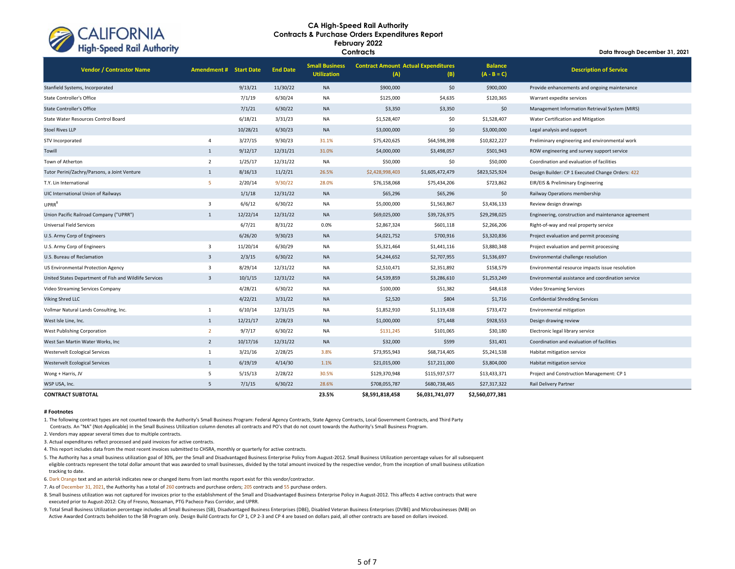# CA High-Speed Rail Authority
## Contracts & Purchase Orders Expenditures Report
## February 2022
## Contracts

Data through December 31, 2021

| Vendor / Contractor Name | Amendment # | Start Date | End Date | Small Business Utilization | Contract Amount (A) | Actual Expenditures (B) | Balance (A - B = C) | Description of Service |
|---|---|---|---|---|---|---|---|---|
| Stanfield Systems, Incorporated | | 9/13/21 | 11/30/22 | NA | $900,000 | $0 | $900,000 | Provide enhancements and ongoing maintenance |
| State Controller's Office | | 7/1/19 | 6/30/24 | NA | $125,000 | $4,635 | $120,365 | Warrant expedite services |
| State Controller's Office | | 7/1/21 | 6/30/22 | NA | $3,350 | $3,350 | $0 | Management Information Retrieval System (MIRS) |
| State Water Resources Control Board | | 6/18/21 | 3/31/23 | NA | $1,528,407 | $0 | $1,528,407 | Water Certification and Mitigation |
| Stoel Rives LLP | | 10/28/21 | 6/30/23 | NA | $3,000,000 | $0 | $3,000,000 | Legal analysis and support |
| STV Incorporated | 4 | 3/27/15 | 9/30/23 | 31.1% | $75,420,625 | $64,598,398 | $10,822,227 | Preliminary engineering and environmental work |
| Towill | 1 | 9/12/17 | 12/31/21 | 31.0% | $4,000,000 | $3,498,057 | $501,943 | ROW engineering and survey support service |
| Town of Atherton | 2 | 1/25/17 | 12/31/22 | NA | $50,000 | $0 | $50,000 | Coordination and evaluation of facilities |
| Tutor Perini/Zachry/Parsons, a Joint Venture | 1 | 8/16/13 | 11/2/21 | 26.5% | $2,428,998,403 | $1,605,472,479 | $823,525,924 | Design Builder: CP 1 Executed Change Orders: 422 |
| T.Y. Lin International | 5 | 2/20/14 | 9/30/22 | 28.0% | $76,158,068 | $75,434,206 | $723,862 | EIR/EIS & Preliminary Engineering |
| UIC International Union of Railways | | 1/1/18 | 12/31/22 | NA | $65,296 | $65,296 | $0 | Railway Operations membership |
| UPRR[8] | 3 | 6/6/12 | 6/30/22 | NA | $5,000,000 | $1,563,867 | $3,436,133 | Review design drawings |
| Union Pacific Railroad Company ("UPRR") | 1 | 12/22/14 | 12/31/22 | NA | $69,025,000 | $39,726,975 | $29,298,025 | Engineering, construction and maintenance agreement |
| Universal Field Services | | 6/7/21 | 8/31/22 | 0.0% | $2,867,324 | $601,118 | $2,266,206 | Right-of-way and real property service |
| U.S. Army Corp of Engineers | | 6/26/20 | 9/30/23 | NA | $4,021,752 | $700,916 | $3,320,836 | Project evaluation and permit processing |
| U.S. Army Corp of Engineers | 3 | 11/20/14 | 6/30/29 | NA | $5,321,464 | $1,441,116 | $3,880,348 | Project evaluation and permit processing |
| U.S. Bureau of Reclamation | 3 | 2/3/15 | 6/30/22 | NA | $4,244,652 | $2,707,955 | $1,536,697 | Environmental challenge resolution |
| US Environmental Protection Agency | 3 | 8/29/14 | 12/31/22 | NA | $2,510,471 | $2,351,892 | $158,579 | Environmental resource impacts issue resolution |
| United States Department of Fish and Wildlife Services | 3 | 10/1/15 | 12/31/22 | NA | $4,539,859 | $3,286,610 | $1,253,249 | Environmental assistance and coordination service |
| Video Streaming Services Company | | 4/28/21 | 6/30/22 | NA | $100,000 | $51,382 | $48,618 | Video Streaming Services |
| Viking Shred LLC | | 4/22/21 | 3/31/22 | NA | $2,520 | $804 | $1,716 | Confidential Shredding Services |
| Vollmar Natural Lands Consulting, Inc. | 1 | 6/10/14 | 12/31/25 | NA | $1,852,910 | $1,119,438 | $733,472 | Environmental mitigation |
| West Isle Line, Inc. | 1 | 12/21/17 | 2/28/23 | NA | $1,000,000 | $71,448 | $928,553 | Design drawing review |
| West Publishing Corporation | 2 | 9/7/17 | 6/30/22 | NA | $131,245 | $101,065 | $30,180 | Electronic legal library service |
| West San Martin Water Works, Inc | 2 | 10/17/16 | 12/31/22 | NA | $32,000 | $599 | $31,401 | Coordination and evaluation of facilities |
| Westervelt Ecological Services | 1 | 3/21/16 | 2/28/25 | 3.8% | $73,955,943 | $68,714,405 | $5,241,538 | Habitat mitigation service |
| Westervelt Ecological Services | 1 | 6/19/19 | 4/14/30 | 1.1% | $21,015,000 | $17,211,000 | $3,804,000 | Habitat mitigation service |
| Wong + Harris, JV | 5 | 5/15/13 | 2/28/22 | 30.5% | $129,370,948 | $115,937,577 | $13,433,371 | Project and Construction Management: CP 1 |
| WSP USA, Inc. | 5 | 7/1/15 | 6/30/22 | 28.6% | $708,055,787 | $680,738,465 | $27,317,322 | Rail Delivery Partner |
| **CONTRACT SUBTOTAL** | | | | **23.5%** | **$8,591,818,458** | **$6,031,741,077** | **$2,560,077,381** | |

**# Footnotes**

1. The following contract types are not counted towards the Authority's Small Business Program: Federal Agency Contracts, State Agency Contracts, Local Government Contracts, and Third Party Contracts. An "NA" (Not-Applicable) in the Small Business Utilization column denotes all contracts and PO's that do not count towards the Authority's Small Business Program.
2. Vendors may appear several times due to multiple contracts.
3. Actual expenditures reflect processed and paid invoices for active contracts.
4. This report includes data from the most recent invoices submitted to CHSRA, monthly or quarterly for active contracts.
5. The Authority has a small business utilization goal of 30%, per the Small and Disadvantaged Business Enterprise Policy from August-2012. Small Business Utilization percentage values for all subsequent eligible contracts represent the total dollar amount that was awarded to small businesses, divided by the total amount invoiced by the respective vendor, from the inception of small business utilization tracking to date.
6. Dark Orange text and an asterisk indicates new or changed items from last months report exist for this vendor/contractor.
7. As of December 31, 2021, the Authority has a total of 260 contracts and purchase orders; 205 contracts and 55 purchase orders.
8. Small business utilization was not captured for invoices prior to the establishment of the Small and Disadvantaged Business Enterprise Policy in August-2012. This affects 4 active contracts that were executed prior to August-2012: City of Fresno, Nossaman, PTG Pacheco Pass Corridor, and UPRR.
9. Total Small Business Utilization percentage includes all Small Businesses (SB), Disadvantaged Business Enterprises (DBE), Disabled Veteran Business Enterprises (DVBE) and Microbusinesses (MB) on Active Awarded Contracts beholden to the SB Program only. Design Build Contracts for CP 1, CP 2-3 and CP 4 are based on dollars paid, all other contracts are based on dollars invoiced.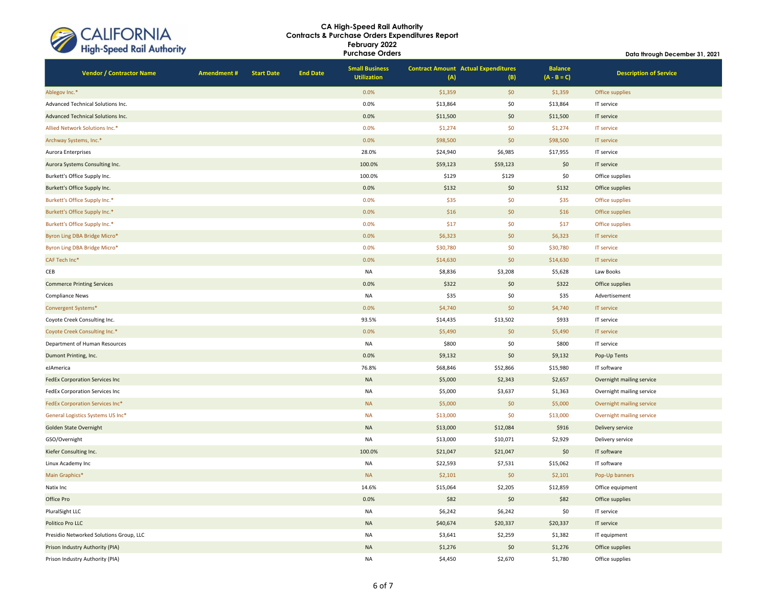# CA High-Speed Rail Authority
## Contracts & Purchase Orders Expenditures Report
### February 2022
### Purchase Orders

Data through December 31, 2021

| Vendor / Contractor Name | Amendment # | Start Date | End Date | Small Business Utilization | Contract Amount (A) | Actual Expenditures (B) | Balance (A - B = C) | Description of Service |
|---|---|---|---|---|---|---|---|---|
| Ablegov Inc.* | | | | 0.0% | $1,359 | $0 | $1,359 | Office supplies |
| Advanced Technical Solutions Inc. | | | | 0.0% | $13,864 | $0 | $13,864 | IT service |
| Advanced Technical Solutions Inc. | | | | 0.0% | $11,500 | $0 | $11,500 | IT service |
| Allied Network Solutions Inc.* | | | | 0.0% | $1,274 | $0 | $1,274 | IT service |
| Archway Systems, Inc.* | | | | 0.0% | $98,500 | $0 | $98,500 | IT service |
| Aurora Enterprises | | | | 28.0% | $24,940 | $6,985 | $17,955 | IT service |
| Aurora Systems Consulting Inc. | | | | 100.0% | $59,123 | $59,123 | $0 | IT service |
| Burkett's Office Supply Inc. | | | | 100.0% | $129 | $129 | $0 | Office supplies |
| Burkett's Office Supply Inc. | | | | 0.0% | $132 | $0 | $132 | Office supplies |
| Burkett's Office Supply Inc.* | | | | 0.0% | $35 | $0 | $35 | Office supplies |
| Burkett's Office Supply Inc.* | | | | 0.0% | $16 | $0 | $16 | Office supplies |
| Burkett's Office Supply Inc.* | | | | 0.0% | $17 | $0 | $17 | Office supplies |
| Byron Ling DBA Bridge Micro* | | | | 0.0% | $6,323 | $0 | $6,323 | IT service |
| Byron Ling DBA Bridge Micro* | | | | 0.0% | $30,780 | $0 | $30,780 | IT service |
| CAF Tech Inc* | | | | 0.0% | $14,630 | $0 | $14,630 | IT service |
| CEB | | | | NA | $8,836 | $3,208 | $5,628 | Law Books |
| Commerce Printing Services | | | | 0.0% | $322 | $0 | $322 | Office supplies |
| Compliance News | | | | NA | $35 | $0 | $35 | Advertisement |
| Convergent Systems* | | | | 0.0% | $4,740 | $0 | $4,740 | IT service |
| Coyote Creek Consulting Inc. | | | | 93.5% | $14,435 | $13,502 | $933 | IT service |
| Coyote Creek Consulting Inc.* | | | | 0.0% | $5,490 | $0 | $5,490 | IT service |
| Department of Human Resources | | | | NA | $800 | $0 | $800 | IT service |
| Dumont Printing, Inc. | | | | 0.0% | $9,132 | $0 | $9,132 | Pop-Up Tents |
| eJAmerica | | | | 76.8% | $68,846 | $52,866 | $15,980 | IT software |
| FedEx Corporation Services Inc | | | | NA | $5,000 | $2,343 | $2,657 | Overnight mailing service |
| FedEx Corporation Services Inc | | | | NA | $5,000 | $3,637 | $1,363 | Overnight mailing service |
| FedEx Corporation Services Inc* | | | | NA | $5,000 | $0 | $5,000 | Overnight mailing service |
| General Logistics Systems US Inc* | | | | NA | $13,000 | $0 | $13,000 | Overnight mailing service |
| Golden State Overnight | | | | NA | $13,000 | $12,084 | $916 | Delivery service |
| GSO/Overnight | | | | NA | $13,000 | $10,071 | $2,929 | Delivery service |
| Kiefer Consulting Inc. | | | | 100.0% | $21,047 | $21,047 | $0 | IT software |
| Linux Academy Inc | | | | NA | $22,593 | $7,531 | $15,062 | IT software |
| Main Graphics* | | | | NA | $2,101 | $0 | $2,101 | Pop-Up banners |
| Natix Inc | | | | 14.6% | $15,064 | $2,205 | $12,859 | Office equipment |
| Office Pro | | | | 0.0% | $82 | $0 | $82 | Office supplies |
| PluralSight LLC | | | | NA | $6,242 | $6,242 | $0 | IT service |
| Politico Pro LLC | | | | NA | $40,674 | $20,337 | $20,337 | IT service |
| Presidio Networked Solutions Group, LLC | | | | NA | $3,641 | $2,259 | $1,382 | IT equipment |
| Prison Industry Authority (PIA) | | | | NA | $1,276 | $0 | $1,276 | Office supplies |
| Prison Industry Authority (PIA) | | | | NA | $4,450 | $2,670 | $1,780 | Office supplies |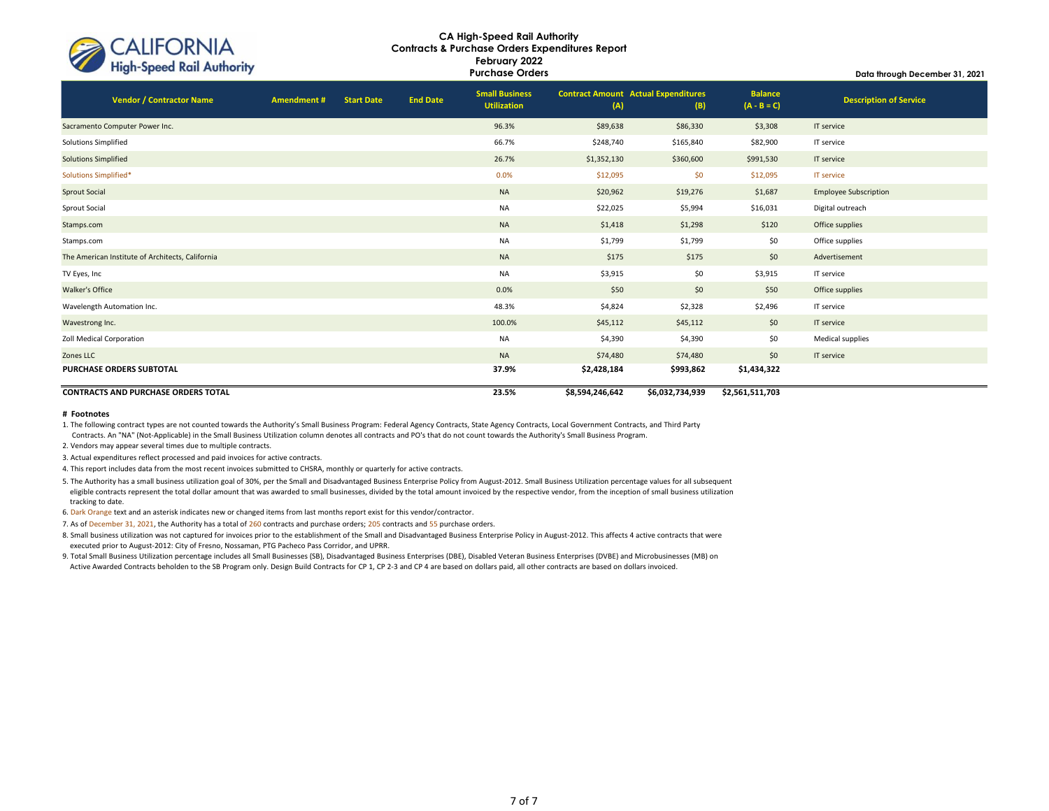**CA High-Speed Rail Authority**
**Contracts & Purchase Orders Expenditures Report**
**February 2022**
**Purchase Orders**

**Data through December 31, 2021**

| Vendor / Contractor Name | Amendment # | Start Date | End Date | Small Business Utilization | Contract Amount (A) | Actual Expenditures (B) | Balance (A - B = C) | Description of Service |
|---|---|---|---|---|---|---|---|---|
| Sacramento Computer Power Inc. | | | | 96.3% | $89,638 | $86,330 | $3,308 | IT service |
| Solutions Simplified | | | | 66.7% | $248,740 | $165,840 | $82,900 | IT service |
| Solutions Simplified | | | | 26.7% | $1,352,130 | $360,600 | $991,530 | IT service |
| Solutions Simplified* | | | | 0.0% | $12,095 | $0 | $12,095 | IT service |
| Sprout Social | | | | NA | $20,962 | $19,276 | $1,687 | Employee Subscription |
| Sprout Social | | | | NA | $22,025 | $5,994 | $16,031 | Digital outreach |
| Stamps.com | | | | NA | $1,418 | $1,298 | $120 | Office supplies |
| Stamps.com | | | | NA | $1,799 | $1,799 | $0 | Office supplies |
| The American Institute of Architects, California | | | | NA | $175 | $175 | $0 | Advertisement |
| TV Eyes, Inc | | | | NA | $3,915 | $0 | $3,915 | IT service |
| Walker's Office | | | | 0.0% | $50 | $0 | $50 | Office supplies |
| Wavelength Automation Inc. | | | | 48.3% | $4,824 | $2,328 | $2,496 | IT service |
| Wavestrong Inc. | | | | 100.0% | $45,112 | $45,112 | $0 | IT service |
| Zoll Medical Corporation | | | | NA | $4,390 | $4,390 | $0 | Medical supplies |
| Zones LLC | | | | NA | $74,480 | $74,480 | $0 | IT service |
| **PURCHASE ORDERS SUBTOTAL** | | | | **37.9%** | **$2,428,184** | **$993,862** | **$1,434,322** | |
| **CONTRACTS AND PURCHASE ORDERS TOTAL** | | | | **23.5%** | **$8,594,246,642** | **$6,032,734,939** | **$2,561,511,703** | |

**# Footnotes**

1. The following contract types are not counted towards the Authority's Small Business Program: Federal Agency Contracts, State Agency Contracts, Local Government Contracts, and Third Party Contracts. An "NA" (Not-Applicable) in the Small Business Utilization column denotes all contracts and PO's that do not count towards the Authority's Small Business Program.
2. Vendors may appear several times due to multiple contracts.
3. Actual expenditures reflect processed and paid invoices for active contracts.
4. This report includes data from the most recent invoices submitted to CHSRA, monthly or quarterly for active contracts.
5. The Authority has a small business utilization goal of 30%, per the Small and Disadvantaged Business Enterprise Policy from August-2012. Small Business Utilization percentage values for all subsequent eligible contracts represent the total dollar amount that was awarded to small businesses, divided by the total amount invoiced by the respective vendor, from the inception of small business utilization tracking to date.
6. Dark Orange text and an asterisk indicates new or changed items from last months report exist for this vendor/contractor.
7. As of December 31, 2021, the Authority has a total of 260 contracts and purchase orders; 205 contracts and 55 purchase orders.
8. Small business utilization was not captured for invoices prior to the establishment of the Small and Disadvantaged Business Enterprise Policy in August-2012. This affects 4 active contracts that were executed prior to August-2012: City of Fresno, Nossaman, PTG Pacheco Pass Corridor, and UPRR.
9. Total Small Business Utilization percentage includes all Small Businesses (SB), Disadvantaged Business Enterprises (DBE), Disabled Veteran Business Enterprises (DVBE) and Microbusinesses (MB) on Active Awarded Contracts beholden to the SB Program only. Design Build Contracts for CP 1, CP 2-3 and CP 4 are based on dollars paid, all other contracts are based on dollars invoiced.